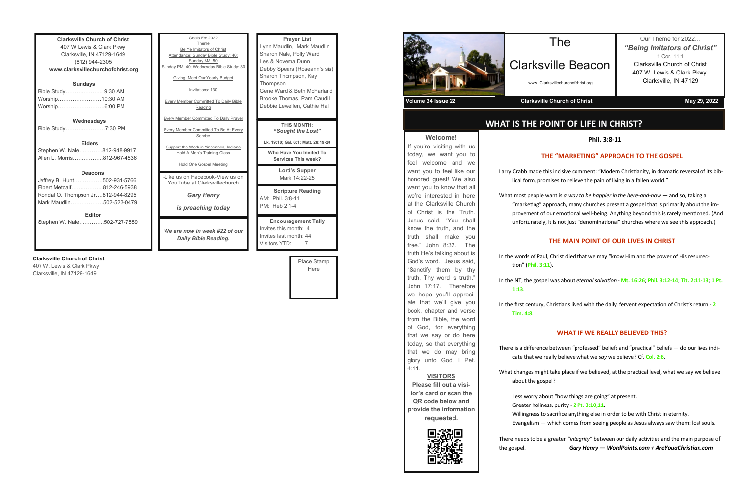**Clarksville Church of Christ**
407 W Lewis & Clark Pkwy
Clarksville, IN 47129-1649
(812) 944-2305
**www.clarksvillechurchofchrist.org**

**Sundays**
Bible Study………………... 9:30 AM
Worship……………………10:30 AM
Worship……………………..6:00 PM

**Wednesdays**
Bible Study…………………7:30 PM

**Elders**
Stephen W. Nale………….812-948-9917
Allen L. Morris……………..812-967-4536

**Deacons**
Jeffrey B. Hunt…………….502-931-5766
Elbert Metcalf……………...812-246-5938
Rondal O. Thompson Jr….812-944-8295
Mark Maudlin……………...502-523-0479

**Editor**
Stephen W. Nale………….502-727-7559

**Clarksville Church of Christ**
407 W. Lewis & Clark Pkwy
Clarksville, IN 47129-1649

Goals For 2022
Theme
Be Ye Imitators of Christ
Attendance: Sunday Bible Study: 40; Sunday AM: 50
Sunday PM: 40; Wednesday Bible Study: 30

Giving: Meet Our Yearly Budget

Invitations: 130

Every Member Committed To Daily Bible Reading

Every Member Committed To Daily Prayer

Every Member Committed To Be At Every Service

Support the Work in Vincennes, Indiana
Hold A Men's Training Class

Hold One Gospel Meeting

-Like us on Facebook-View us on YouTube at Clarksvillechurch

***Gary Henry***

***is preaching today***

***We are now in week #22 of our Daily Bible Reading.***

**Prayer List**
Lynn Maudlin, Mark Maudlin
Sharon Nale, Polly Ward
Les & Novema Dunn
Debby Spears (Roseann's sis)
Sharon Thompson, Kay Thompson
Gene Ward & Beth McFarland
Brooke Thomas, Pam Caudill
Debbie Lewellen, Cathie Hall

**THIS MONTH:**
**"*Sought the Lost*"**
**Lk. 19:10; Gal. 6:1; Matt. 28:19-20**

**Who Have You Invited To Services This week?**

**Lord's Supper**
Mark 14:22-25

**Scripture Reading**
AM: Phil. 3:8-11
PM: Heb 2:1-4

**Encouragement Tally**
Invites this month: 4
Invites last month: 44
Visitors YTD: 7

Place Stamp Here

# The Clarksville Beacon

www. Clarksvillechurchofchrist.org

Our Theme for 2022…
***"Being Imitators of Christ"***
1 Cor. 11:1
Clarksville Church of Christ
407 W. Lewis & Clark Pkwy.
Clarksville, IN 47129

**Volume 34 Issue 22** **Clarksville Church of Christ** **May 29, 2022**

**Welcome!**

If you're visiting with us today, we want you to feel welcome and we want you to feel like our honored guest! We also want you to know that all we're interested in here at the Clarksville Church of Christ is the Truth. Jesus said, "You shall know the truth, and the truth shall make you free." John 8:32. The truth He's talking about is God's word. Jesus said, "Sanctify them by thy truth, Thy word is truth." John 17:17. Therefore we hope you'll appreciate that we'll give you book, chapter and verse from the Bible, the word of God, for everything that we say or do here today, so that everything that we do may bring glory unto God, I Pet. 4:11.

**VISITORS**

**Please fill out a visitor's card or scan the QR code below and provide the information requested.**

## WHAT IS THE POINT OF LIFE IN CHRIST?

**Phil. 3:8-11**

### THE "MARKETING" APPROACH TO THE GOSPEL

Larry Crabb made this incisive comment: "Modern Christianity, in dramatic reversal of its biblical form, promises to relieve the pain of living in a fallen world."

What most people want is *a way to be happier in the here-and-now* — and so, taking a "marketing" approach, many churches present a gospel that is primarily about the improvement of our emotional well-being. Anything beyond this is rarely mentioned. (And unfortunately, it is not just "denominational" churches where we see this approach.)

### THE MAIN POINT OF OUR LIVES IN CHRIST

In the words of Paul, Christ died that we may "know Him and the power of His resurrection" (**Phil. 3:11**).

In the NT, the gospel was about *eternal salvation* - **Mt. 16:26**; **Phil. 3:12-14**; **Tit. 2:11-13**; **1 Pt. 1:13**.

In the first century, Christians lived with the daily, fervent expectation of Christ's return - **2 Tim. 4:8**.

### WHAT IF WE REALLY BELIEVED THIS?

There is a difference between "professed" beliefs and "practical" beliefs — do our lives indicate that we really believe what we *say* we believe? Cf. **Col. 2:6**.

What changes might take place if we believed, at the practical level, what we say we believe about the gospel?

Less worry about "how things are going" at present.
Greater holiness, purity - **2 Pt. 3:10,11**.
Willingness to sacrifice anything else in order to be with Christ in eternity.
Evangelism — which comes from seeing people as Jesus always saw them: lost souls.

There needs to be a greater *"integrity"* between our daily activities and the main purpose of the gospel. ***Gary Henry — WordPoints.com + AreYouaChristian.com***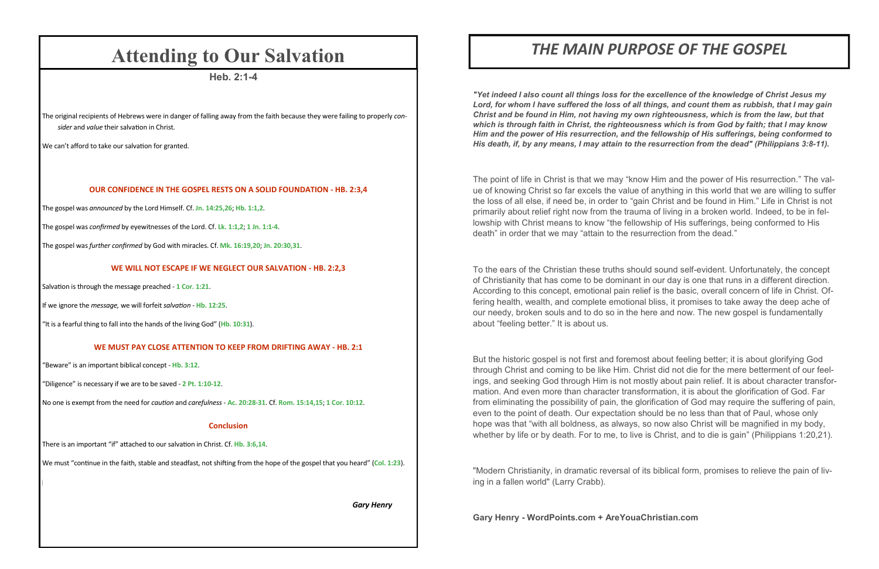# Attending to Our Salvation

**Heb. 2:1-4**

The original recipients of Hebrews were in danger of falling away from the faith because they were failing to properly *consider* and *value* their salvation in Christ.

We can't afford to take our salvation for granted.

### OUR CONFIDENCE IN THE GOSPEL RESTS ON A SOLID FOUNDATION - HB. 2:3,4

The gospel was *announced* by the Lord Himself. Cf. **Jn. 14:25,26**; **Hb. 1:1,2**.

The gospel was *confirmed* by eyewitnesses of the Lord. Cf. **Lk. 1:1,2**; **1 Jn. 1:1-4**.

The gospel was *further confirmed* by God with miracles. Cf. **Mk. 16:19,20**; **Jn. 20:30,31**.

### WE WILL NOT ESCAPE IF WE NEGLECT OUR SALVATION - HB. 2:2,3

Salvation is through the message preached - **1 Cor. 1:21**.

If we ignore the *message,* we will forfeit *salvation* - **Hb. 12:25**.

"It is a fearful thing to fall into the hands of the living God" (**Hb. 10:31**).

### WE MUST PAY CLOSE ATTENTION TO KEEP FROM DRIFTING AWAY - HB. 2:1

"Beware" is an important biblical concept - **Hb. 3:12**.

"Diligence" is necessary if we are to be saved - **2 Pt. 1:10-12**.

No one is exempt from the need for *caution* and *carefulness* - **Ac. 20:28-31**. Cf. **Rom. 15:14,15**; **1 Cor. 10:12**.

### Conclusion

There is an important "if" attached to our salvation in Christ. Cf. **Hb. 3:6,14**.

We must "continue in the faith, stable and steadfast, not shifting from the hope of the gospel that you heard" (**Col. 1:23**).

*Gary Henry*

# *THE MAIN PURPOSE OF THE GOSPEL*

***"Yet indeed I also count all things loss for the excellence of the knowledge of Christ Jesus my Lord, for whom I have suffered the loss of all things, and count them as rubbish, that I may gain Christ and be found in Him, not having my own righteousness, which is from the law, but that which is through faith in Christ, the righteousness which is from God by faith; that I may know Him and the power of His resurrection, and the fellowship of His sufferings, being conformed to His death, if, by any means, I may attain to the resurrection from the dead" (Philippians 3:8-11).***

The point of life in Christ is that we may "know Him and the power of His resurrection." The value of knowing Christ so far excels the value of anything in this world that we are willing to suffer the loss of all else, if need be, in order to "gain Christ and be found in Him." Life in Christ is not primarily about relief right now from the trauma of living in a broken world. Indeed, to be in fellowship with Christ means to know "the fellowship of His sufferings, being conformed to His death" in order that we may "attain to the resurrection from the dead."

To the ears of the Christian these truths should sound self-evident. Unfortunately, the concept of Christianity that has come to be dominant in our day is one that runs in a different direction. According to this concept, emotional pain relief is the basic, overall concern of life in Christ. Offering health, wealth, and complete emotional bliss, it promises to take away the deep ache of our needy, broken souls and to do so in the here and now. The new gospel is fundamentally about "feeling better." It is about us.

But the historic gospel is not first and foremost about feeling better; it is about glorifying God through Christ and coming to be like Him. Christ did not die for the mere betterment of our feelings, and seeking God through Him is not mostly about pain relief. It is about character transformation. And even more than character transformation, it is about the glorification of God. Far from eliminating the possibility of pain, the glorification of God may require the suffering of pain, even to the point of death. Our expectation should be no less than that of Paul, whose only hope was that "with all boldness, as always, so now also Christ will be magnified in my body, whether by life or by death. For to me, to live is Christ, and to die is gain" (Philippians 1:20,21).

"Modern Christianity, in dramatic reversal of its biblical form, promises to relieve the pain of living in a fallen world" (Larry Crabb).

**Gary Henry - WordPoints.com + AreYouaChristian.com**